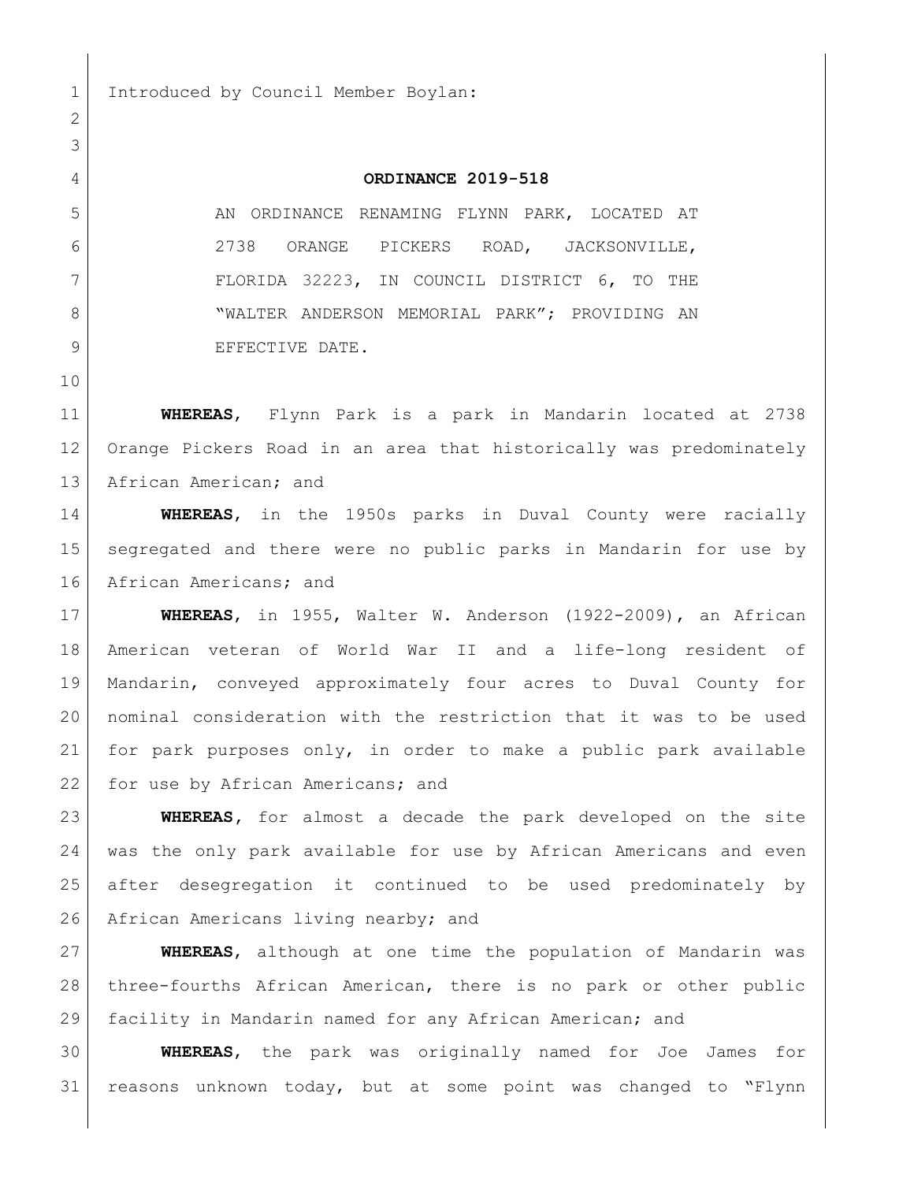Introduced by Council Member Boylan:

**ORDINANCE 2019-518**

AN ORDINANCE RENAMING FLYNN PARK, LOCATED AT 2738 ORANGE PICKERS ROAD, JACKSONVILLE, FLORIDA 32223, IN COUNCIL DISTRICT 6, TO THE "WALTER ANDERSON MEMORIAL PARK"; PROVIDING AN EFFECTIVE DATE.

**WHEREAS**, Flynn Park is a park in Mandarin located at 2738 Orange Pickers Road in an area that historically was predominately African American; and

**WHEREAS**, in the 1950s parks in Duval County were racially segregated and there were no public parks in Mandarin for use by African Americans; and

**WHEREAS**, in 1955, Walter W. Anderson (1922-2009), an African American veteran of World War II and a life-long resident of Mandarin, conveyed approximately four acres to Duval County for nominal consideration with the restriction that it was to be used for park purposes only, in order to make a public park available for use by African Americans; and

**WHEREAS**, for almost a decade the park developed on the site was the only park available for use by African Americans and even after desegregation it continued to be used predominately by African Americans living nearby; and

**WHEREAS**, although at one time the population of Mandarin was three-fourths African American, there is no park or other public facility in Mandarin named for any African American; and

**WHEREAS**, the park was originally named for Joe James for reasons unknown today, but at some point was changed to "Flynn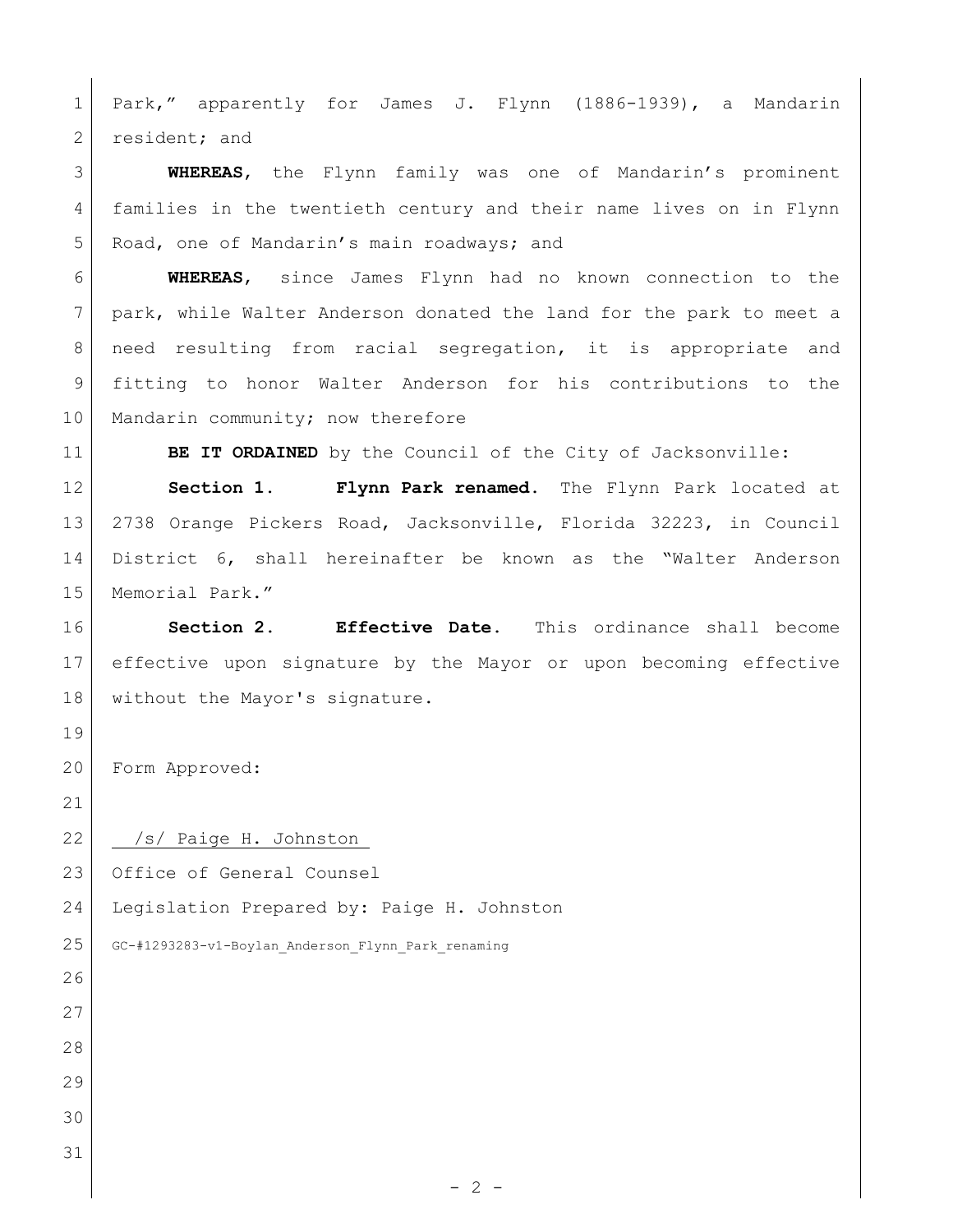Park," apparently for James J. Flynn (1886-1939), a Mandarin resident; and

**WHEREAS**, the Flynn family was one of Mandarin's prominent families in the twentieth century and their name lives on in Flynn Road, one of Mandarin's main roadways; and

**WHEREAS**, since James Flynn had no known connection to the park, while Walter Anderson donated the land for the park to meet a need resulting from racial segregation, it is appropriate and fitting to honor Walter Anderson for his contributions to the Mandarin community; now therefore

**BE IT ORDAINED** by the Council of the City of Jacksonville:

**Section 1. Flynn Park renamed.** The Flynn Park located at 2738 Orange Pickers Road, Jacksonville, Florida 32223, in Council District 6, shall hereinafter be known as the "Walter Anderson Memorial Park."

**Section 2. Effective Date.** This ordinance shall become effective upon signature by the Mayor or upon becoming effective without the Mayor's signature.

Form Approved:

/s/ Paige H. Johnston

Office of General Counsel

Legislation Prepared by: Paige H. Johnston

GC-#1293283-v1-Boylan_Anderson_Flynn_Park_renaming